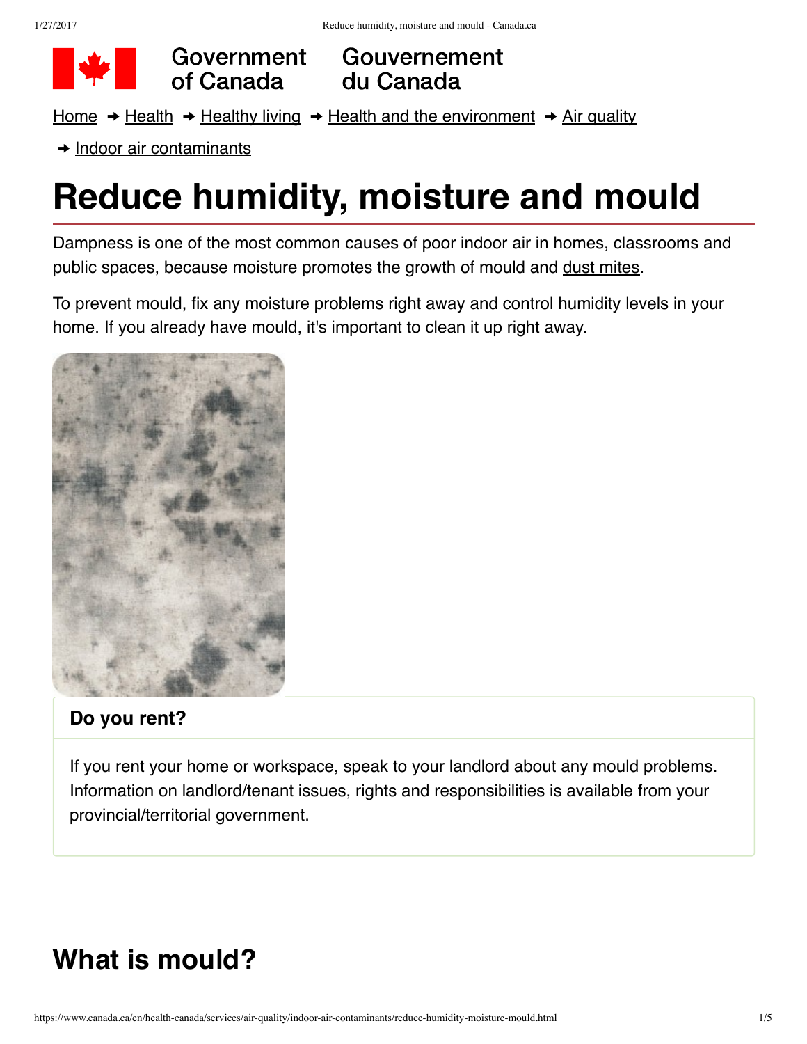Government of Canada / Gouvernement du Canada

Home → Health → Healthy living → Health and the environment → Air quality → Indoor air contaminants

# Reduce humidity, moisture and mould

Dampness is one of the most common causes of poor indoor air in homes, classrooms and public spaces, because moisture promotes the growth of mould and dust mites.

To prevent mould, fix any moisture problems right away and control humidity levels in your home. If you already have mould, it's important to clean it up right away.

**Do you rent?**

If you rent your home or workspace, speak to your landlord about any mould problems. Information on landlord/tenant issues, rights and responsibilities is available from your provincial/territorial government.

## What is mould?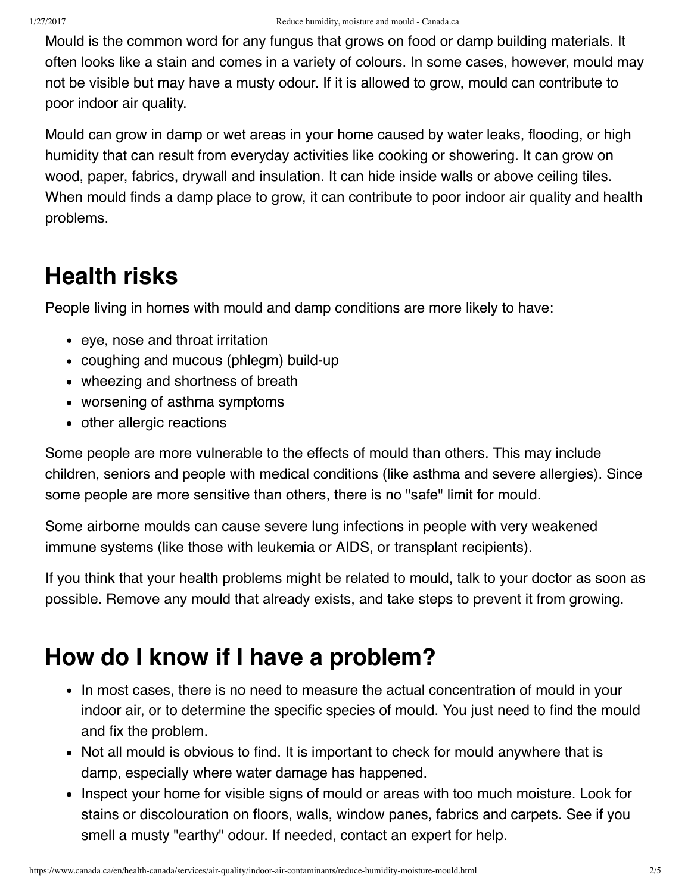Mould is the common word for any fungus that grows on food or damp building materials. It often looks like a stain and comes in a variety of colours. In some cases, however, mould may not be visible but may have a musty odour. If it is allowed to grow, mould can contribute to poor indoor air quality.

Mould can grow in damp or wet areas in your home caused by water leaks, flooding, or high humidity that can result from everyday activities like cooking or showering. It can grow on wood, paper, fabrics, drywall and insulation. It can hide inside walls or above ceiling tiles. When mould finds a damp place to grow, it can contribute to poor indoor air quality and health problems.

## Health risks

People living in homes with mould and damp conditions are more likely to have:

- eye, nose and throat irritation
- coughing and mucous (phlegm) build-up
- wheezing and shortness of breath
- worsening of asthma symptoms
- other allergic reactions

Some people are more vulnerable to the effects of mould than others. This may include children, seniors and people with medical conditions (like asthma and severe allergies). Since some people are more sensitive than others, there is no "safe" limit for mould.

Some airborne moulds can cause severe lung infections in people with very weakened immune systems (like those with leukemia or AIDS, or transplant recipients).

If you think that your health problems might be related to mould, talk to your doctor as soon as possible. Remove any mould that already exists, and take steps to prevent it from growing.

## How do I know if I have a problem?

- In most cases, there is no need to measure the actual concentration of mould in your indoor air, or to determine the specific species of mould. You just need to find the mould and fix the problem.
- Not all mould is obvious to find. It is important to check for mould anywhere that is damp, especially where water damage has happened.
- Inspect your home for visible signs of mould or areas with too much moisture. Look for stains or discolouration on floors, walls, window panes, fabrics and carpets. See if you smell a musty "earthy" odour. If needed, contact an expert for help.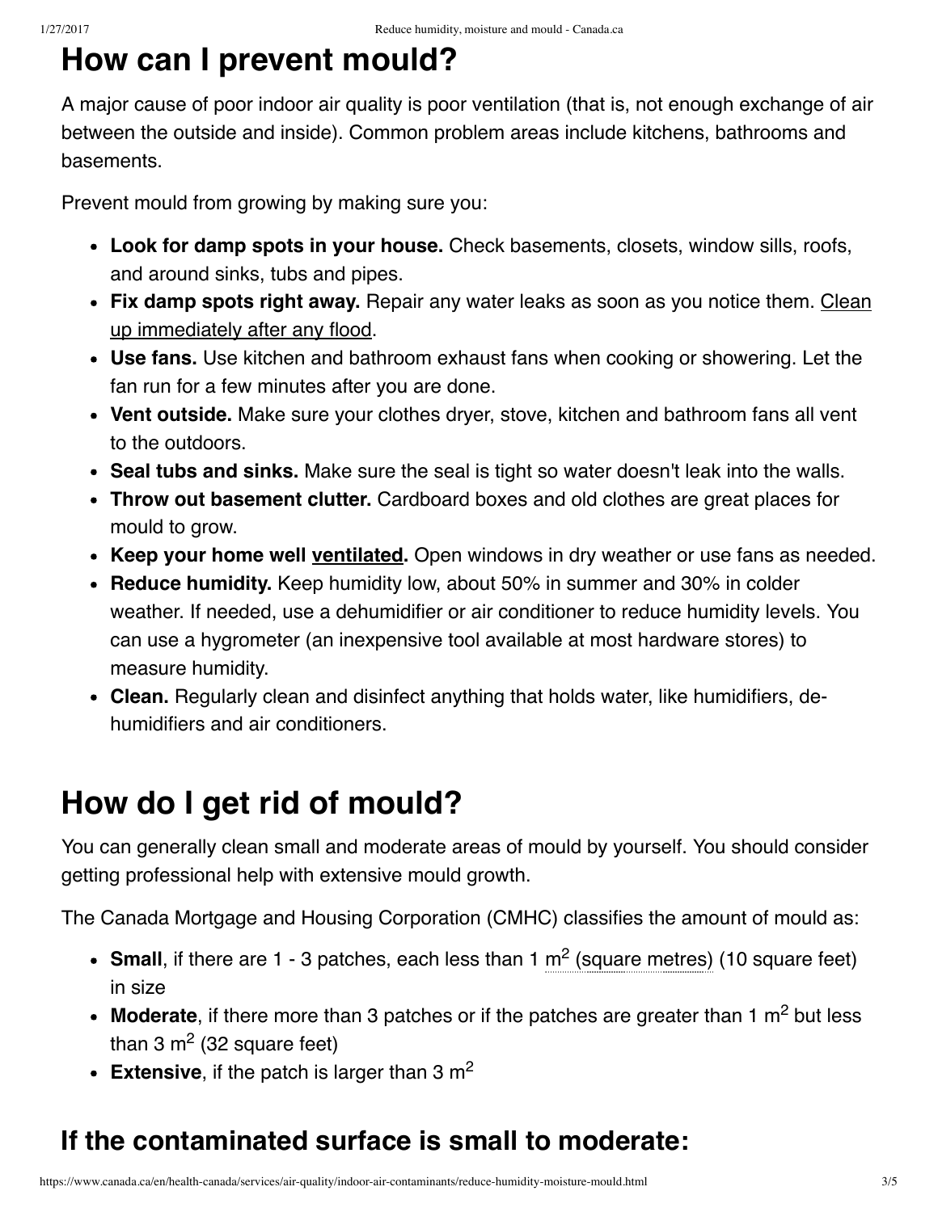## How can I prevent mould?

A major cause of poor indoor air quality is poor ventilation (that is, not enough exchange of air between the outside and inside). Common problem areas include kitchens, bathrooms and basements.

Prevent mould from growing by making sure you:

- **Look for damp spots in your house.** Check basements, closets, window sills, roofs, and around sinks, tubs and pipes.
- **Fix damp spots right away.** Repair any water leaks as soon as you notice them. Clean up immediately after any flood.
- **Use fans.** Use kitchen and bathroom exhaust fans when cooking or showering. Let the fan run for a few minutes after you are done.
- **Vent outside.** Make sure your clothes dryer, stove, kitchen and bathroom fans all vent to the outdoors.
- **Seal tubs and sinks.** Make sure the seal is tight so water doesn't leak into the walls.
- **Throw out basement clutter.** Cardboard boxes and old clothes are great places for mould to grow.
- **Keep your home well ventilated.** Open windows in dry weather or use fans as needed.
- **Reduce humidity.** Keep humidity low, about 50% in summer and 30% in colder weather. If needed, use a dehumidifier or air conditioner to reduce humidity levels. You can use a hygrometer (an inexpensive tool available at most hardware stores) to measure humidity.
- **Clean.** Regularly clean and disinfect anything that holds water, like humidifiers, de-humidifiers and air conditioners.

## How do I get rid of mould?

You can generally clean small and moderate areas of mould by yourself. You should consider getting professional help with extensive mould growth.

The Canada Mortgage and Housing Corporation (CMHC) classifies the amount of mould as:

- **Small**, if there are 1 - 3 patches, each less than 1 $m^2$ (square metres) (10 square feet) in size
- **Moderate**, if there more than 3 patches or if the patches are greater than 1 $m^2$ but less than 3 $m^2$ (32 square feet)
- **Extensive**, if the patch is larger than 3 $m^2$

### If the contaminated surface is small to moderate: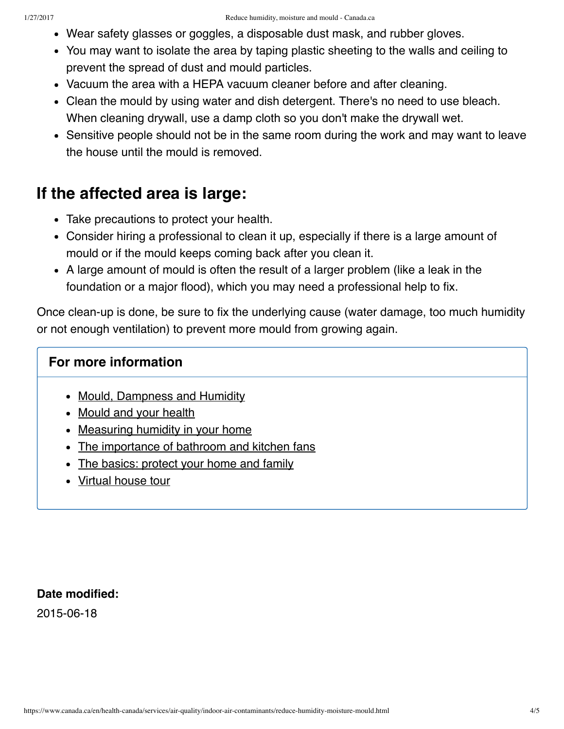- Wear safety glasses or goggles, a disposable dust mask, and rubber gloves.
- You may want to isolate the area by taping plastic sheeting to the walls and ceiling to prevent the spread of dust and mould particles.
- Vacuum the area with a HEPA vacuum cleaner before and after cleaning.
- Clean the mould by using water and dish detergent. There's no need to use bleach. When cleaning drywall, use a damp cloth so you don't make the drywall wet.
- Sensitive people should not be in the same room during the work and may want to leave the house until the mould is removed.

## If the affected area is large:

- Take precautions to protect your health.
- Consider hiring a professional to clean it up, especially if there is a large amount of mould or if the mould keeps coming back after you clean it.
- A large amount of mould is often the result of a larger problem (like a leak in the foundation or a major flood), which you may need a professional help to fix.

Once clean-up is done, be sure to fix the underlying cause (water damage, too much humidity or not enough ventilation) to prevent more mould from growing again.

### For more information

- Mould, Dampness and Humidity
- Mould and your health
- Measuring humidity in your home
- The importance of bathroom and kitchen fans
- The basics: protect your home and family
- Virtual house tour

**Date modified:**

2015-06-18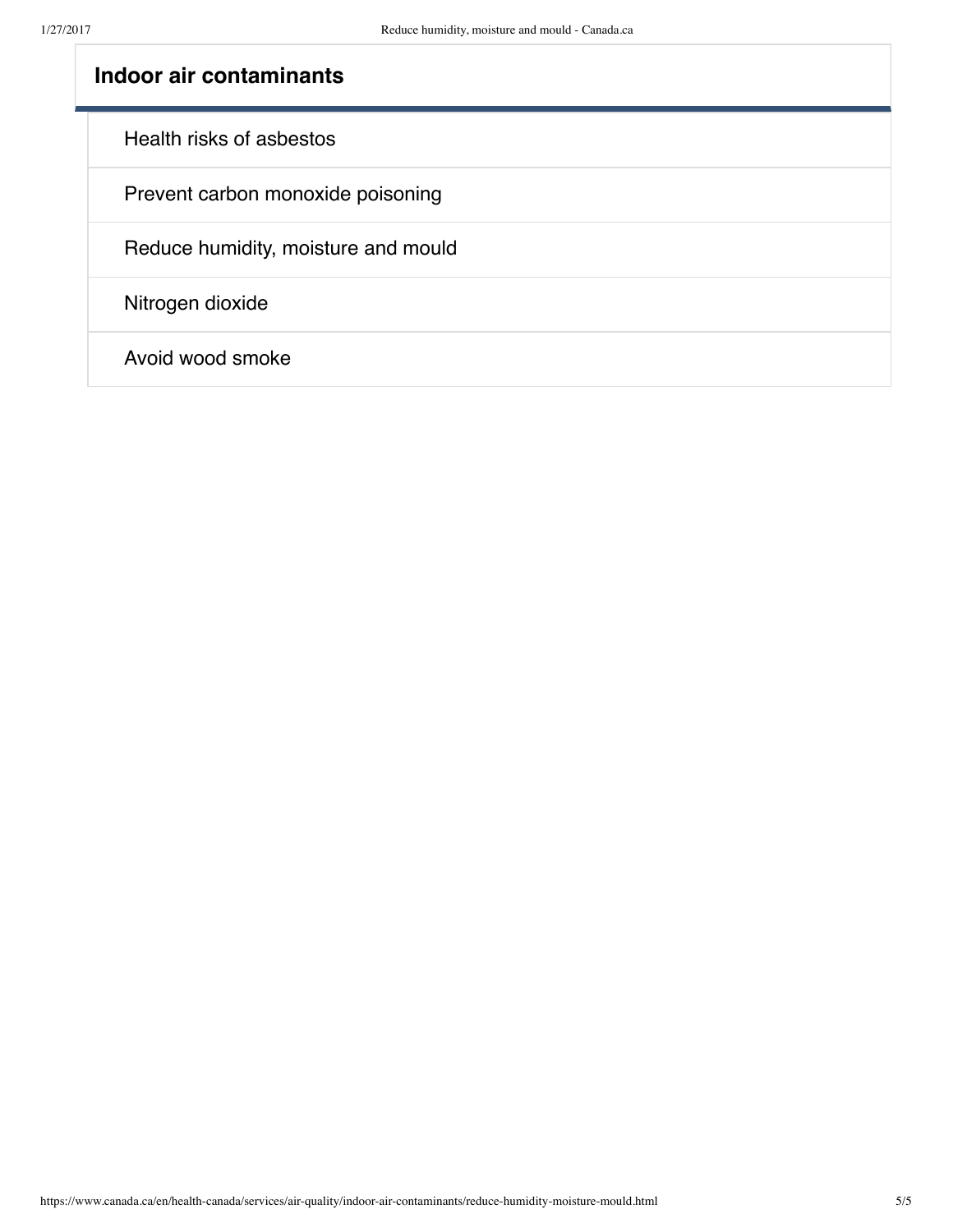## Indoor air contaminants

- Health risks of asbestos
- Prevent carbon monoxide poisoning
- Reduce humidity, moisture and mould
- Nitrogen dioxide
- Avoid wood smoke